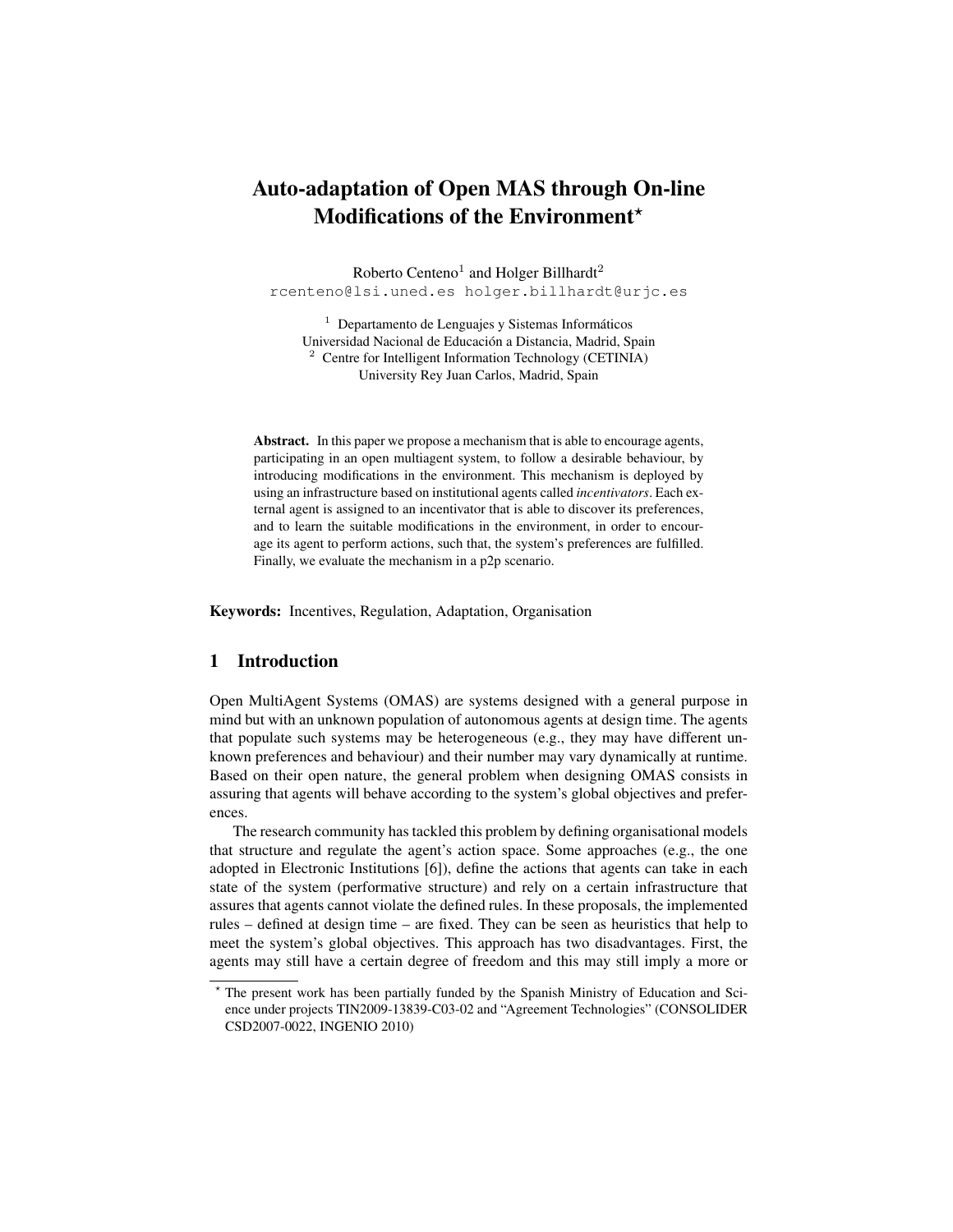# Auto-adaptation of Open MAS through On-line Modifications of the Environment*

Roberto Centeno[1] and Holger Billhardt[2]
rcenteno@lsi.uned.es holger.billhardt@urjc.es

[1] Departamento de Lenguajes y Sistemas Informáticos
Universidad Nacional de Educación a Distancia, Madrid, Spain
[2] Centre for Intelligent Information Technology (CETINIA)
University Rey Juan Carlos, Madrid, Spain

**Abstract.** In this paper we propose a mechanism that is able to encourage agents, participating in an open multiagent system, to follow a desirable behaviour, by introducing modifications in the environment. This mechanism is deployed by using an infrastructure based on institutional agents called *incentivators*. Each external agent is assigned to an incentivator that is able to discover its preferences, and to learn the suitable modifications in the environment, in order to encourage its agent to perform actions, such that, the system's preferences are fulfilled. Finally, we evaluate the mechanism in a p2p scenario.

**Keywords:** Incentives, Regulation, Adaptation, Organisation

## 1 Introduction

Open MultiAgent Systems (OMAS) are systems designed with a general purpose in mind but with an unknown population of autonomous agents at design time. The agents that populate such systems may be heterogeneous (e.g., they may have different unknown preferences and behaviour) and their number may vary dynamically at runtime. Based on their open nature, the general problem when designing OMAS consists in assuring that agents will behave according to the system's global objectives and preferences.

The research community has tackled this problem by defining organisational models that structure and regulate the agent's action space. Some approaches (e.g., the one adopted in Electronic Institutions [6]), define the actions that agents can take in each state of the system (performative structure) and rely on a certain infrastructure that assures that agents cannot violate the defined rules. In these proposals, the implemented rules – defined at design time – are fixed. They can be seen as heuristics that help to meet the system's global objectives. This approach has two disadvantages. First, the agents may still have a certain degree of freedom and this may still imply a more or

* The present work has been partially funded by the Spanish Ministry of Education and Science under projects TIN2009-13839-C03-02 and "Agreement Technologies" (CONSOLIDER CSD2007-0022, INGENIO 2010)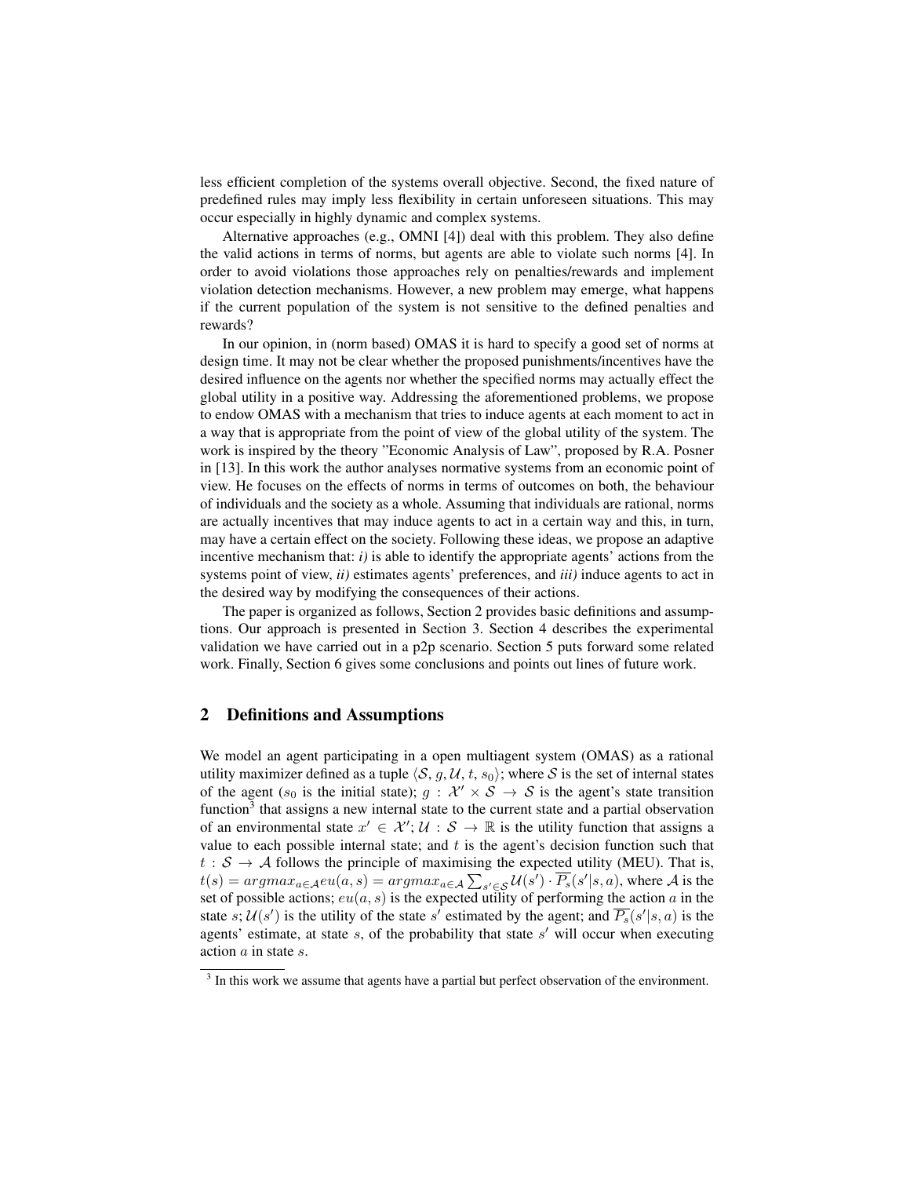less efficient completion of the systems overall objective. Second, the fixed nature of predefined rules may imply less flexibility in certain unforeseen situations. This may occur especially in highly dynamic and complex systems.

Alternative approaches (e.g., OMNI [4]) deal with this problem. They also define the valid actions in terms of norms, but agents are able to violate such norms [4]. In order to avoid violations those approaches rely on penalties/rewards and implement violation detection mechanisms. However, a new problem may emerge, what happens if the current population of the system is not sensitive to the defined penalties and rewards?

In our opinion, in (norm based) OMAS it is hard to specify a good set of norms at design time. It may not be clear whether the proposed punishments/incentives have the desired influence on the agents nor whether the specified norms may actually effect the global utility in a positive way. Addressing the aforementioned problems, we propose to endow OMAS with a mechanism that tries to induce agents at each moment to act in a way that is appropriate from the point of view of the global utility of the system. The work is inspired by the theory "Economic Analysis of Law", proposed by R.A. Posner in [13]. In this work the author analyses normative systems from an economic point of view. He focuses on the effects of norms in terms of outcomes on both, the behaviour of individuals and the society as a whole. Assuming that individuals are rational, norms are actually incentives that may induce agents to act in a certain way and this, in turn, may have a certain effect on the society. Following these ideas, we propose an adaptive incentive mechanism that: *i)* is able to identify the appropriate agents' actions from the systems point of view, *ii)* estimates agents' preferences, and *iii)* induce agents to act in the desired way by modifying the consequences of their actions.

The paper is organized as follows, Section 2 provides basic definitions and assumptions. Our approach is presented in Section 3. Section 4 describes the experimental validation we have carried out in a p2p scenario. Section 5 puts forward some related work. Finally, Section 6 gives some conclusions and points out lines of future work.

## 2 Definitions and Assumptions

We model an agent participating in a open multiagent system (OMAS) as a rational utility maximizer defined as a tuple $\langle \mathcal{S}, g, \mathcal{U}, t, s_0 \rangle$; where $\mathcal{S}$ is the set of internal states of the agent ($s_0$ is the initial state); $g : \mathcal{X}' \times \mathcal{S} \rightarrow \mathcal{S}$ is the agent's state transition function[3] that assigns a new internal state to the current state and a partial observation of an environmental state $x' \in \mathcal{X}'$; $\mathcal{U} : \mathcal{S} \rightarrow \mathbb{R}$ is the utility function that assigns a value to each possible internal state; and $t$ is the agent's decision function such that $t : \mathcal{S} \rightarrow \mathcal{A}$ follows the principle of maximising the expected utility (MEU). That is, $t(s) = argmax_{a \in \mathcal{A}} eu(a, s) = argmax_{a \in \mathcal{A}} \sum_{s' \in \mathcal{S}} \mathcal{U}(s') \cdot \overline{P_s}(s'|s, a)$, where $\mathcal{A}$ is the set of possible actions; $eu(a, s)$ is the expected utility of performing the action $a$ in the state $s$; $\mathcal{U}(s')$ is the utility of the state $s'$ estimated by the agent; and $\overline{P_s}(s'|s, a)$ is the agents' estimate, at state $s$, of the probability that state $s'$ will occur when executing action $a$ in state $s$.

[3] In this work we assume that agents have a partial but perfect observation of the environment.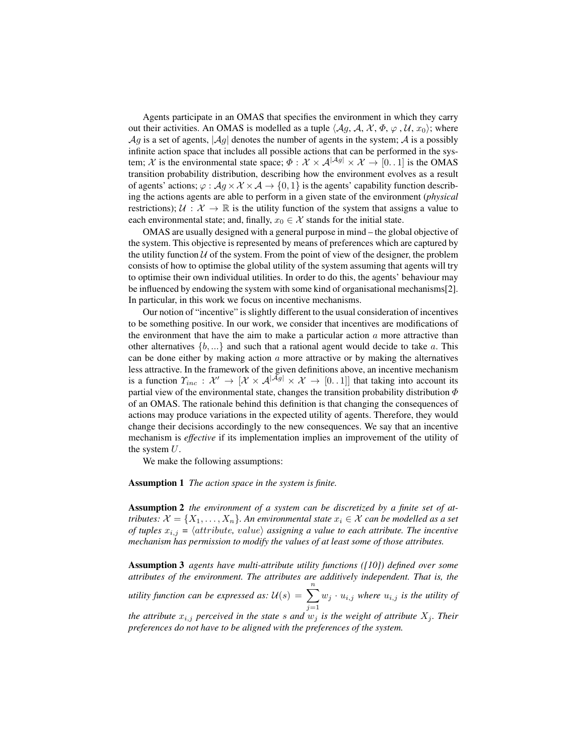Agents participate in an OMAS that specifies the environment in which they carry out their activities. An OMAS is modelled as a tuple $\langle \mathcal{A}g, \mathcal{A}, \mathcal{X}, \Phi, \varphi, \mathcal{U}, x_0 \rangle$; where $\mathcal{A}g$ is a set of agents, $|\mathcal{A}g|$ denotes the number of agents in the system; $\mathcal{A}$ is a possibly infinite action space that includes all possible actions that can be performed in the system; $\mathcal{X}$ is the environmental state space; $\Phi : \mathcal{X} \times \mathcal{A}^{|\mathcal{A}g|} \times \mathcal{X} \rightarrow [0..1]$ is the OMAS transition probability distribution, describing how the environment evolves as a result of agents' actions; $\varphi : \mathcal{A}g \times \mathcal{X} \times \mathcal{A} \rightarrow \{0, 1\}$ is the agents' capability function describing the actions agents are able to perform in a given state of the environment (*physical* restrictions); $\mathcal{U} : \mathcal{X} \rightarrow \mathbb{R}$ is the utility function of the system that assigns a value to each environmental state; and, finally, $x_0 \in \mathcal{X}$ stands for the initial state.

OMAS are usually designed with a general purpose in mind – the global objective of the system. This objective is represented by means of preferences which are captured by the utility function $\mathcal{U}$ of the system. From the point of view of the designer, the problem consists of how to optimise the global utility of the system assuming that agents will try to optimise their own individual utilities. In order to do this, the agents' behaviour may be influenced by endowing the system with some kind of organisational mechanisms[2]. In particular, in this work we focus on incentive mechanisms.

Our notion of "incentive" is slightly different to the usual consideration of incentives to be something positive. In our work, we consider that incentives are modifications of the environment that have the aim to make a particular action $a$ more attractive than other alternatives $\{b, ...\}$ and such that a rational agent would decide to take $a$. This can be done either by making action $a$ more attractive or by making the alternatives less attractive. In the framework of the given definitions above, an incentive mechanism is a function $\Upsilon_{inc} : \mathcal{X}' \rightarrow [\mathcal{X} \times \mathcal{A}^{|\mathcal{A}g|} \times \mathcal{X} \rightarrow [0..1]]$ that taking into account its partial view of the environmental state, changes the transition probability distribution $\Phi$ of an OMAS. The rationale behind this definition is that changing the consequences of actions may produce variations in the expected utility of agents. Therefore, they would change their decisions accordingly to the new consequences. We say that an incentive mechanism is *effective* if its implementation implies an improvement of the utility of the system $U$.

We make the following assumptions:

**Assumption 1** *The action space in the system is finite.*

**Assumption 2** *the environment of a system can be discretized by a finite set of attributes: $\mathcal{X} = \{X_1, \ldots, X_n\}$. An environmental state $x_i \in \mathcal{X}$ can be modelled as a set of tuples $x_{i,j} = \langle attribute, value \rangle$ assigning a value to each attribute. The incentive mechanism has permission to modify the values of at least some of those attributes.*

**Assumption 3** *agents have multi-attribute utility functions ([10]) defined over some attributes of the environment. The attributes are additively independent. That is, the utility function can be expressed as: $\mathcal{U}(s) = \sum_{j=1}^{n} w_j \cdot u_{i,j}$ where $u_{i,j}$ is the utility of the attribute $x_{i,j}$ perceived in the state $s$ and $w_j$ is the weight of attribute $X_j$. Their preferences do not have to be aligned with the preferences of the system.*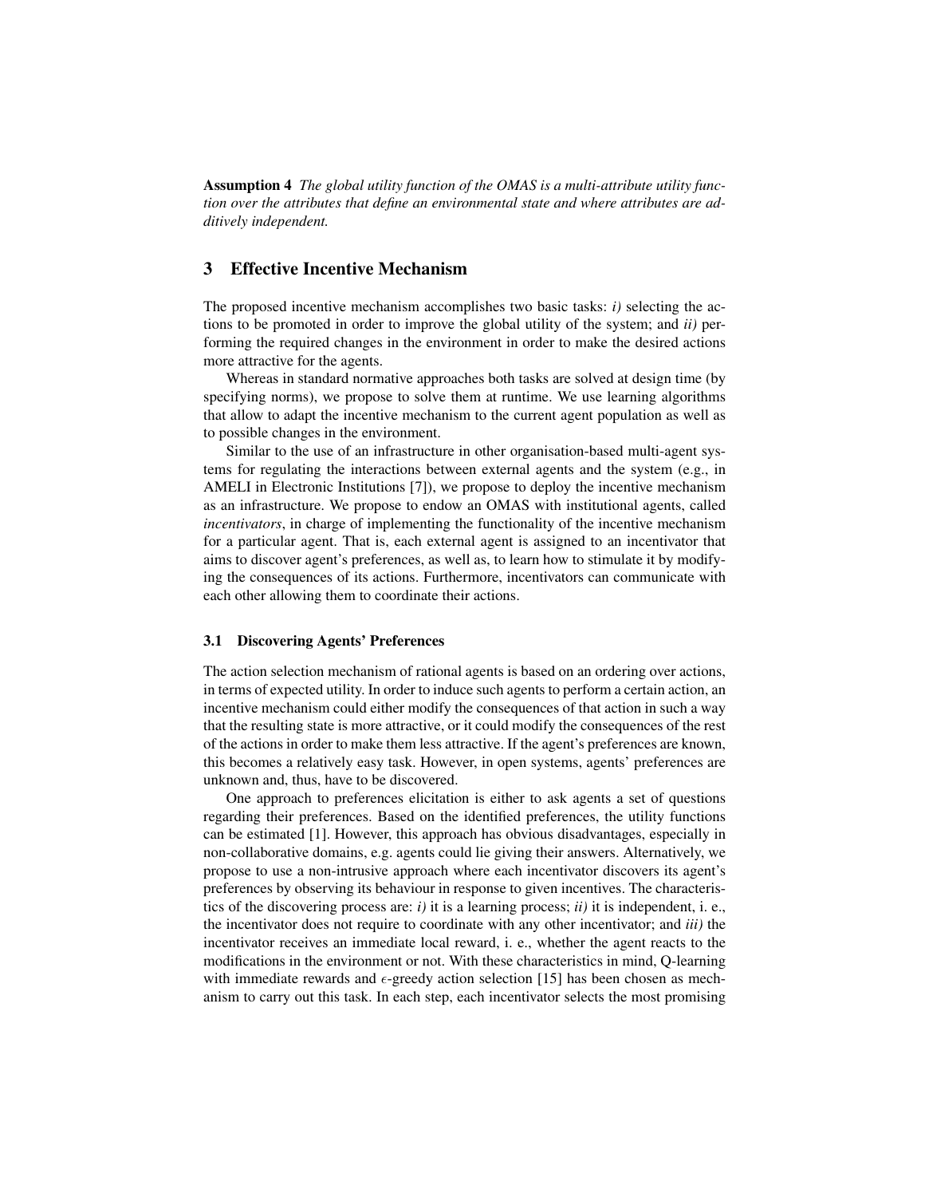**Assumption 4** *The global utility function of the OMAS is a multi-attribute utility function over the attributes that define an environmental state and where attributes are additively independent.*

## 3 Effective Incentive Mechanism

The proposed incentive mechanism accomplishes two basic tasks: *i)* selecting the actions to be promoted in order to improve the global utility of the system; and *ii)* performing the required changes in the environment in order to make the desired actions more attractive for the agents.

Whereas in standard normative approaches both tasks are solved at design time (by specifying norms), we propose to solve them at runtime. We use learning algorithms that allow to adapt the incentive mechanism to the current agent population as well as to possible changes in the environment.

Similar to the use of an infrastructure in other organisation-based multi-agent systems for regulating the interactions between external agents and the system (e.g., in AMELI in Electronic Institutions [7]), we propose to deploy the incentive mechanism as an infrastructure. We propose to endow an OMAS with institutional agents, called *incentivators*, in charge of implementing the functionality of the incentive mechanism for a particular agent. That is, each external agent is assigned to an incentivator that aims to discover agent's preferences, as well as, to learn how to stimulate it by modifying the consequences of its actions. Furthermore, incentivators can communicate with each other allowing them to coordinate their actions.

### 3.1 Discovering Agents' Preferences

The action selection mechanism of rational agents is based on an ordering over actions, in terms of expected utility. In order to induce such agents to perform a certain action, an incentive mechanism could either modify the consequences of that action in such a way that the resulting state is more attractive, or it could modify the consequences of the rest of the actions in order to make them less attractive. If the agent's preferences are known, this becomes a relatively easy task. However, in open systems, agents' preferences are unknown and, thus, have to be discovered.

One approach to preferences elicitation is either to ask agents a set of questions regarding their preferences. Based on the identified preferences, the utility functions can be estimated [1]. However, this approach has obvious disadvantages, especially in non-collaborative domains, e.g. agents could lie giving their answers. Alternatively, we propose to use a non-intrusive approach where each incentivator discovers its agent's preferences by observing its behaviour in response to given incentives. The characteristics of the discovering process are: *i)* it is a learning process; *ii)* it is independent, i. e., the incentivator does not require to coordinate with any other incentivator; and *iii)* the incentivator receives an immediate local reward, i. e., whether the agent reacts to the modifications in the environment or not. With these characteristics in mind, Q-learning with immediate rewards and $\epsilon$-greedy action selection [15] has been chosen as mechanism to carry out this task. In each step, each incentivator selects the most promising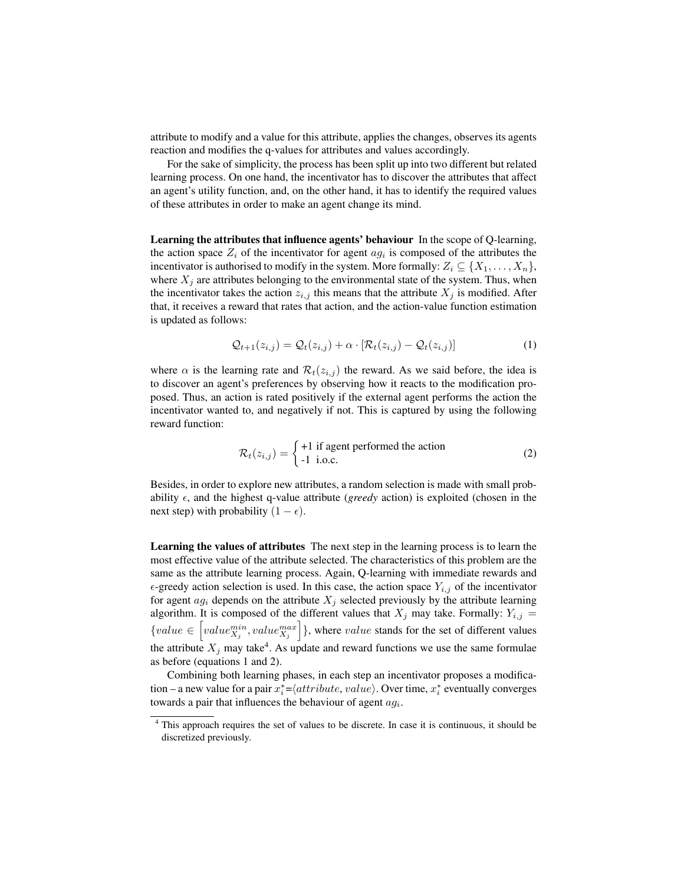attribute to modify and a value for this attribute, applies the changes, observes its agents reaction and modifies the q-values for attributes and values accordingly.

For the sake of simplicity, the process has been split up into two different but related learning process. On one hand, the incentivator has to discover the attributes that affect an agent's utility function, and, on the other hand, it has to identify the required values of these attributes in order to make an agent change its mind.

**Learning the attributes that influence agents' behaviour** In the scope of Q-learning, the action space $Z_i$ of the incentivator for agent $ag_i$ is composed of the attributes the incentivator is authorised to modify in the system. More formally: $Z_i \subseteq \{X_1, \ldots, X_n\}$, where $X_j$ are attributes belonging to the environmental state of the system. Thus, when the incentivator takes the action $z_{i,j}$ this means that the attribute $X_j$ is modified. After that, it receives a reward that rates that action, and the action-value function estimation is updated as follows:

$$\mathcal{Q}_{t+1}(z_{i,j}) = \mathcal{Q}_t(z_{i,j}) + \alpha \cdot [\mathcal{R}_t(z_{i,j}) - \mathcal{Q}_t(z_{i,j})] \tag{1}$$

where $\alpha$ is the learning rate and $\mathcal{R}_t(z_{i,j})$ the reward. As we said before, the idea is to discover an agent's preferences by observing how it reacts to the modification proposed. Thus, an action is rated positively if the external agent performs the action the incentivator wanted to, and negatively if not. This is captured by using the following reward function:

$$\mathcal{R}_t(z_{i,j}) = \begin{cases} \text{+1 if agent performed the action} \\ \text{-1 i.o.c.} \end{cases} \tag{2}$$

Besides, in order to explore new attributes, a random selection is made with small probability $\epsilon$, and the highest q-value attribute (***greedy*** action) is exploited (chosen in the next step) with probability $(1 - \epsilon)$.

**Learning the values of attributes** The next step in the learning process is to learn the most effective value of the attribute selected. The characteristics of this problem are the same as the attribute learning process. Again, Q-learning with immediate rewards and $\epsilon$-greedy action selection is used. In this case, the action space $Y_{i,j}$ of the incentivator for agent $ag_i$ depends on the attribute $X_j$ selected previously by the attribute learning algorithm. It is composed of the different values that $X_j$ may take. Formally: $Y_{i,j} = \{value \in \left[value_{X_j}^{min}, value_{X_j}^{max}\right]\}$, where $value$ stands for the set of different values the attribute $X_j$ may take[4]. As update and reward functions we use the same formulae as before (equations 1 and 2).

Combining both learning phases, in each step an incentivator proposes a modification – a new value for a pair $x_i^* = \langle attribute, value \rangle$. Over time, $x_i^*$ eventually converges towards a pair that influences the behaviour of agent $ag_i$.

[4] This approach requires the set of values to be discrete. In case it is continuous, it should be discretized previously.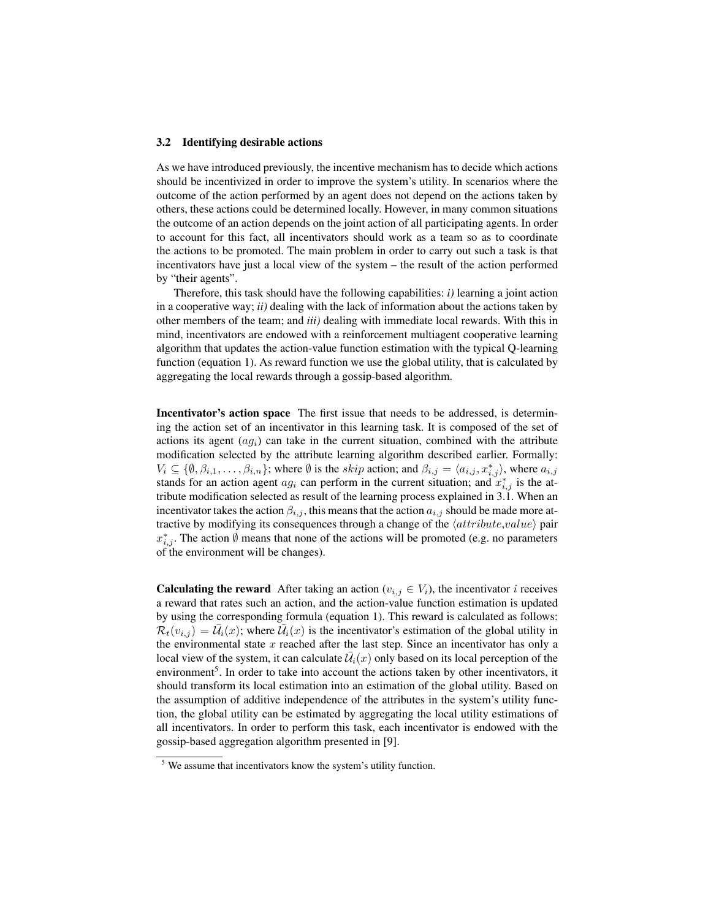### 3.2 Identifying desirable actions

As we have introduced previously, the incentive mechanism has to decide which actions should be incentivized in order to improve the system's utility. In scenarios where the outcome of the action performed by an agent does not depend on the actions taken by others, these actions could be determined locally. However, in many common situations the outcome of an action depends on the joint action of all participating agents. In order to account for this fact, all incentivators should work as a team so as to coordinate the actions to be promoted. The main problem in order to carry out such a task is that incentivators have just a local view of the system – the result of the action performed by "their agents".

Therefore, this task should have the following capabilities: *i)* learning a joint action in a cooperative way; *ii)* dealing with the lack of information about the actions taken by other members of the team; and *iii)* dealing with immediate local rewards. With this in mind, incentivators are endowed with a reinforcement multiagent cooperative learning algorithm that updates the action-value function estimation with the typical Q-learning function (equation 1). As reward function we use the global utility, that is calculated by aggregating the local rewards through a gossip-based algorithm.

**Incentivator's action space** The first issue that needs to be addressed, is determining the action set of an incentivator in this learning task. It is composed of the set of actions its agent ($ag_i$) can take in the current situation, combined with the attribute modification selected by the attribute learning algorithm described earlier. Formally: $V_i \subseteq \{\emptyset, \beta_{i,1}, \ldots, \beta_{i,n}\}$; where $\emptyset$ is the $skip$ action; and $\beta_{i,j} = \langle a_{i,j}, x^*_{i,j} \rangle$, where $a_{i,j}$ stands for an action agent $ag_i$ can perform in the current situation; and $x^*_{i,j}$ is the attribute modification selected as result of the learning process explained in 3.1. When an incentivator takes the action $\beta_{i,j}$, this means that the action $a_{i,j}$ should be made more attractive by modifying its consequences through a change of the $\langle attribute{,}value \rangle$ pair $x^*_{i,j}$. The action $\emptyset$ means that none of the actions will be promoted (e.g. no parameters of the environment will be changes).

**Calculating the reward** After taking an action ($v_{i,j} \in V_i$), the incentivator $i$ receives a reward that rates such an action, and the action-value function estimation is updated by using the corresponding formula (equation 1). This reward is calculated as follows: $\mathcal{R}_t(v_{i,j}) = \bar{\mathcal{U}}_i(x)$; where $\bar{\mathcal{U}}_i(x)$ is the incentivator's estimation of the global utility in the environmental state $x$ reached after the last step. Since an incentivator has only a local view of the system, it can calculate $\bar{\mathcal{U}}_i(x)$ only based on its local perception of the environment[5]. In order to take into account the actions taken by other incentivators, it should transform its local estimation into an estimation of the global utility. Based on the assumption of additive independence of the attributes in the system's utility function, the global utility can be estimated by aggregating the local utility estimations of all incentivators. In order to perform this task, each incentivator is endowed with the gossip-based aggregation algorithm presented in [9].

[5] We assume that incentivators know the system's utility function.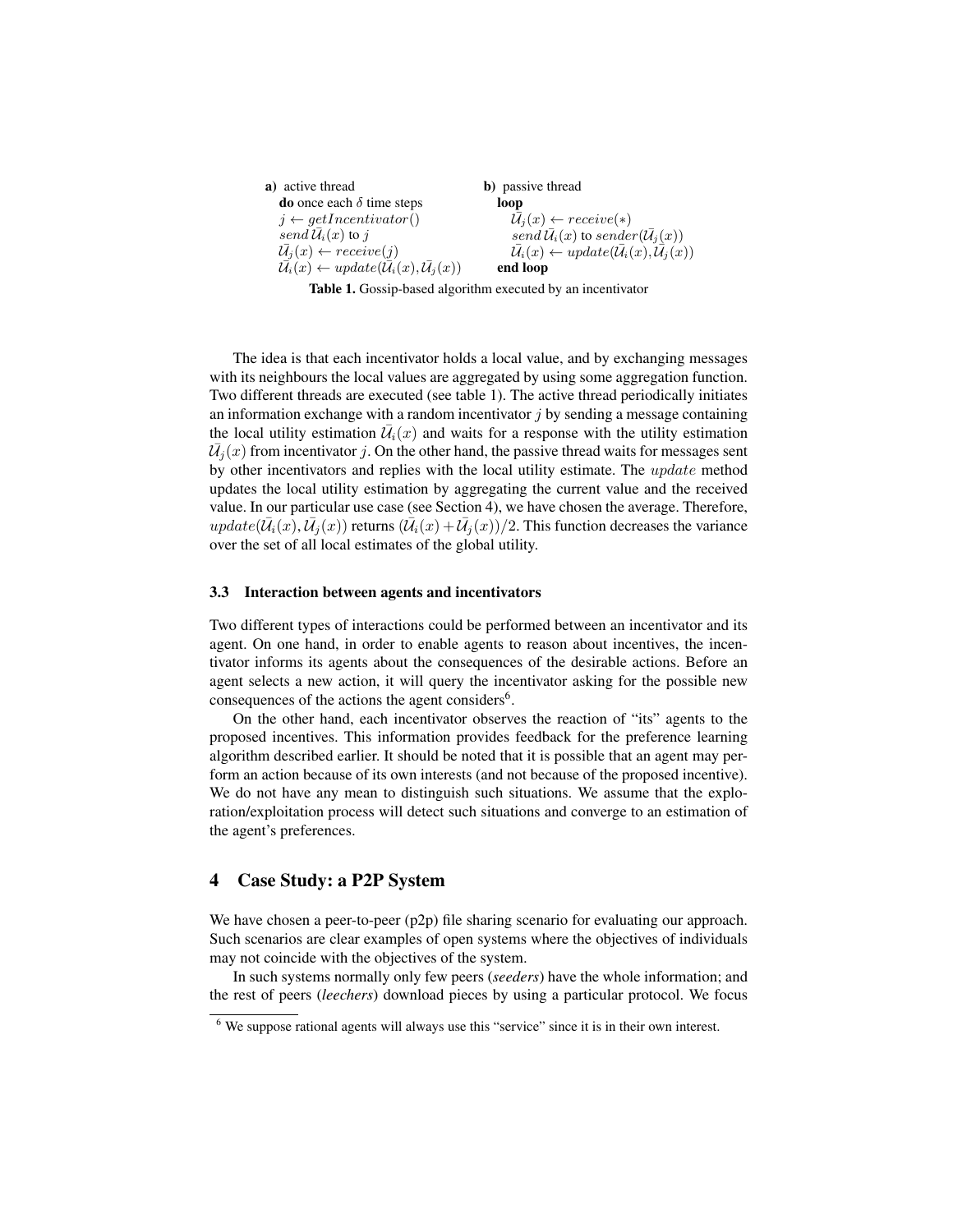| **a)** active thread | **b)** passive thread |
| --- | --- |
| **do** once each $\delta$ time steps | **loop** |
| $j \leftarrow getIncentivator()$ | $\bar{\mathcal{U}}_j(x) \leftarrow receive(*)$ |
| $send\,\bar{\mathcal{U}}_i(x)$ to $j$ | $send\,\bar{\mathcal{U}}_i(x)$ to $sender(\bar{\mathcal{U}}_j(x))$ |
| $\bar{\mathcal{U}}_j(x) \leftarrow receive(j)$ | $\bar{\mathcal{U}}_i(x) \leftarrow update(\bar{\mathcal{U}}_i(x), \bar{\mathcal{U}}_j(x))$ |
| $\bar{\mathcal{U}}_i(x) \leftarrow update(\bar{\mathcal{U}}_i(x), \bar{\mathcal{U}}_j(x))$ | **end loop** |

**Table 1.** Gossip-based algorithm executed by an incentivator

The idea is that each incentivator holds a local value, and by exchanging messages with its neighbours the local values are aggregated by using some aggregation function. Two different threads are executed (see table 1). The active thread periodically initiates an information exchange with a random incentivator $j$ by sending a message containing the local utility estimation $\bar{\mathcal{U}}_i(x)$ and waits for a response with the utility estimation $\bar{\mathcal{U}}_j(x)$ from incentivator $j$. On the other hand, the passive thread waits for messages sent by other incentivators and replies with the local utility estimate. The $update$ method updates the local utility estimation by aggregating the current value and the received value. In our particular use case (see Section 4), we have chosen the average. Therefore, $update(\bar{\mathcal{U}}_i(x), \bar{\mathcal{U}}_j(x))$ returns $(\bar{\mathcal{U}}_i(x) + \bar{\mathcal{U}}_j(x))/2$. This function decreases the variance over the set of all local estimates of the global utility.

### 3.3 Interaction between agents and incentivators

Two different types of interactions could be performed between an incentivator and its agent. On one hand, in order to enable agents to reason about incentives, the incentivator informs its agents about the consequences of the desirable actions. Before an agent selects a new action, it will query the incentivator asking for the possible new consequences of the actions the agent considers[6].

On the other hand, each incentivator observes the reaction of "its" agents to the proposed incentives. This information provides feedback for the preference learning algorithm described earlier. It should be noted that it is possible that an agent may perform an action because of its own interests (and not because of the proposed incentive). We do not have any mean to distinguish such situations. We assume that the exploration/exploitation process will detect such situations and converge to an estimation of the agent's preferences.

## 4 Case Study: a P2P System

We have chosen a peer-to-peer (p2p) file sharing scenario for evaluating our approach. Such scenarios are clear examples of open systems where the objectives of individuals may not coincide with the objectives of the system.

In such systems normally only few peers (***seeders***) have the whole information; and the rest of peers (***leechers***) download pieces by using a particular protocol. We focus

[6] We suppose rational agents will always use this "service" since it is in their own interest.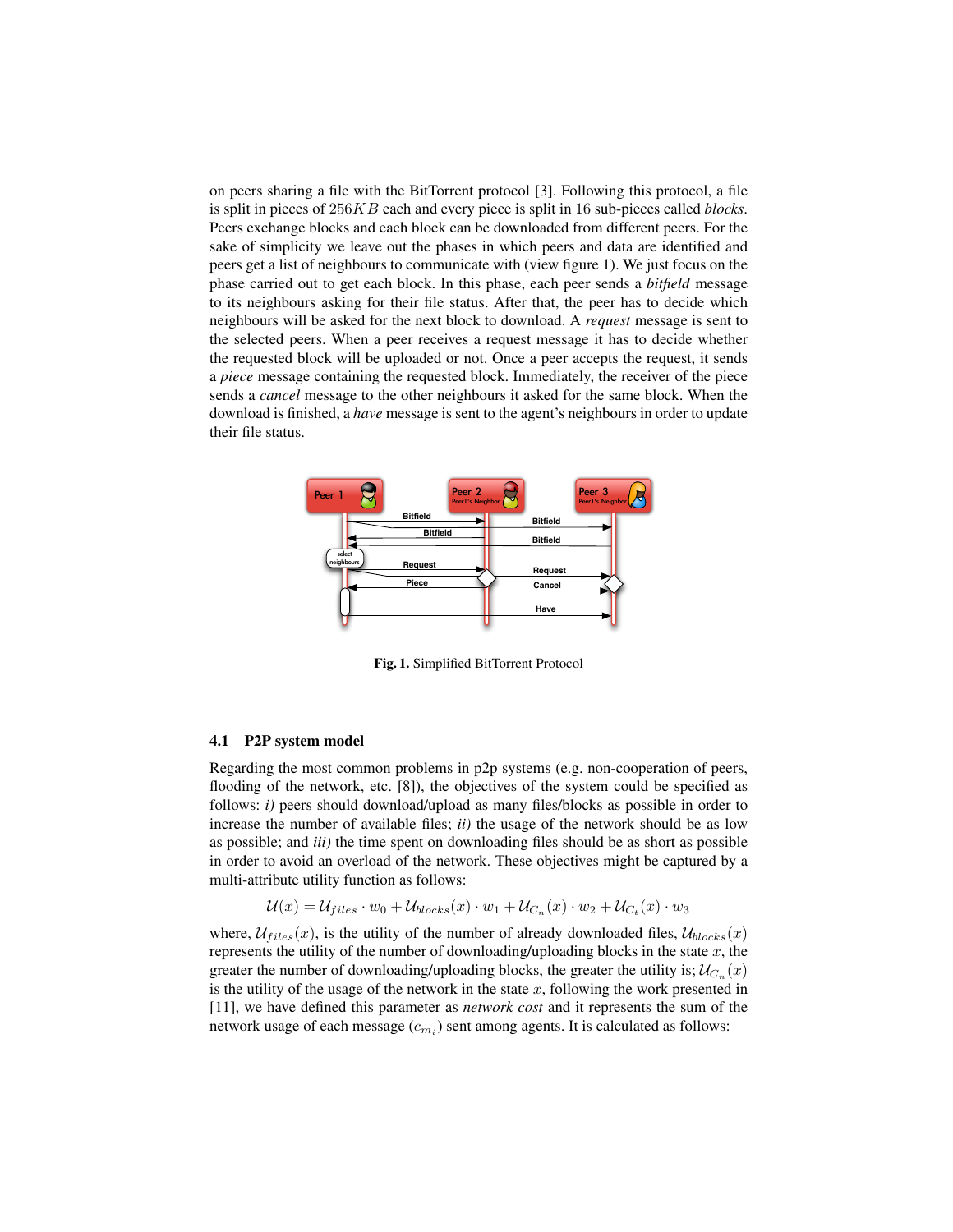on peers sharing a file with the BitTorrent protocol [3]. Following this protocol, a file is split in pieces of $256KB$ each and every piece is split in 16 sub-pieces called *blocks*. Peers exchange blocks and each block can be downloaded from different peers. For the sake of simplicity we leave out the phases in which peers and data are identified and peers get a list of neighbours to communicate with (view figure 1). We just focus on the phase carried out to get each block. In this phase, each peer sends a *bitfield* message to its neighbours asking for their file status. After that, the peer has to decide which neighbours will be asked for the next block to download. A *request* message is sent to the selected peers. When a peer receives a request message it has to decide whether the requested block will be uploaded or not. Once a peer accepts the request, it sends a *piece* message containing the requested block. Immediately, the receiver of the piece sends a *cancel* message to the other neighbours it asked for the same block. When the download is finished, a *have* message is sent to the agent's neighbours in order to update their file status.

**Fig. 1.** Simplified BitTorrent Protocol

### 4.1 P2P system model

Regarding the most common problems in p2p systems (e.g. non-cooperation of peers, flooding of the network, etc. [8]), the objectives of the system could be specified as follows: *i)* peers should download/upload as many files/blocks as possible in order to increase the number of available files; *ii)* the usage of the network should be as low as possible; and *iii)* the time spent on downloading files should be as short as possible in order to avoid an overload of the network. These objectives might be captured by a multi-attribute utility function as follows:

$$\mathcal{U}(x) = \mathcal{U}_{files} \cdot w_0 + \mathcal{U}_{blocks}(x) \cdot w_1 + \mathcal{U}_{C_n}(x) \cdot w_2 + \mathcal{U}_{C_t}(x) \cdot w_3$$

where, $\mathcal{U}_{files}(x)$, is the utility of the number of already downloaded files, $\mathcal{U}_{blocks}(x)$ represents the utility of the number of downloading/uploading blocks in the state $x$, the greater the number of downloading/uploading blocks, the greater the utility is; $\mathcal{U}_{C_n}(x)$ is the utility of the usage of the network in the state $x$, following the work presented in [11], we have defined this parameter as *network cost* and it represents the sum of the network usage of each message ($c_{m_i}$) sent among agents. It is calculated as follows: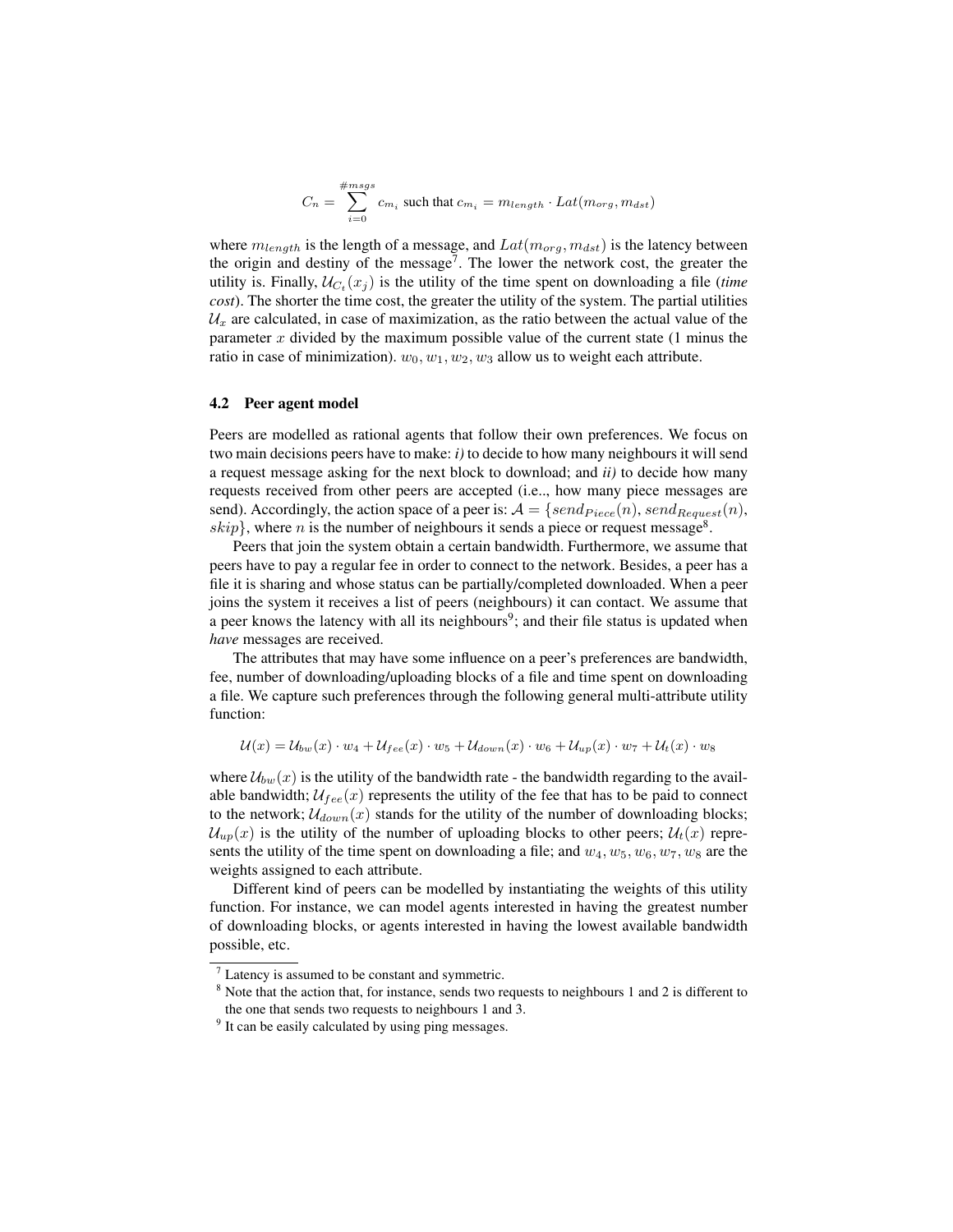$$C_n = \sum_{i=0}^{\#msgs} c_{m_i} \text{ such that } c_{m_i} = m_{length} \cdot Lat(m_{org}, m_{dst})$$

where $m_{length}$ is the length of a message, and $Lat(m_{org}, m_{dst})$ is the latency between the origin and destiny of the message[7]. The lower the network cost, the greater the utility is. Finally, $\mathcal{U}_{C_t}(x_j)$ is the utility of the time spent on downloading a file (*time cost*). The shorter the time cost, the greater the utility of the system. The partial utilities $\mathcal{U}_x$ are calculated, in case of maximization, as the ratio between the actual value of the parameter $x$ divided by the maximum possible value of the current state (1 minus the ratio in case of minimization). $w_0, w_1, w_2, w_3$ allow us to weight each attribute.

### 4.2 Peer agent model

Peers are modelled as rational agents that follow their own preferences. We focus on two main decisions peers have to make: *i)* to decide to how many neighbours it will send a request message asking for the next block to download; and *ii)* to decide how many requests received from other peers are accepted (i.e.., how many piece messages are send). Accordingly, the action space of a peer is: $\mathcal{A} = \{send_{Piece}(n), send_{Request}(n), skip\}$, where $n$ is the number of neighbours it sends a piece or request message[8].

Peers that join the system obtain a certain bandwidth. Furthermore, we assume that peers have to pay a regular fee in order to connect to the network. Besides, a peer has a file it is sharing and whose status can be partially/completed downloaded. When a peer joins the system it receives a list of peers (neighbours) it can contact. We assume that a peer knows the latency with all its neighbours[9]; and their file status is updated when *have* messages are received.

The attributes that may have some influence on a peer's preferences are bandwidth, fee, number of downloading/uploading blocks of a file and time spent on downloading a file. We capture such preferences through the following general multi-attribute utility function:

$$\mathcal{U}(x) = \mathcal{U}_{bw}(x) \cdot w_4 + \mathcal{U}_{fee}(x) \cdot w_5 + \mathcal{U}_{down}(x) \cdot w_6 + \mathcal{U}_{up}(x) \cdot w_7 + \mathcal{U}_t(x) \cdot w_8$$

where $\mathcal{U}_{bw}(x)$ is the utility of the bandwidth rate - the bandwidth regarding to the available bandwidth; $\mathcal{U}_{fee}(x)$ represents the utility of the fee that has to be paid to connect to the network; $\mathcal{U}_{down}(x)$ stands for the utility of the number of downloading blocks; $\mathcal{U}_{up}(x)$ is the utility of the number of uploading blocks to other peers; $\mathcal{U}_t(x)$ represents the utility of the time spent on downloading a file; and $w_4, w_5, w_6, w_7, w_8$ are the weights assigned to each attribute.

Different kind of peers can be modelled by instantiating the weights of this utility function. For instance, we can model agents interested in having the greatest number of downloading blocks, or agents interested in having the lowest available bandwidth possible, etc.

---

[7] Latency is assumed to be constant and symmetric.

[8] Note that the action that, for instance, sends two requests to neighbours 1 and 2 is different to the one that sends two requests to neighbours 1 and 3.

[9] It can be easily calculated by using ping messages.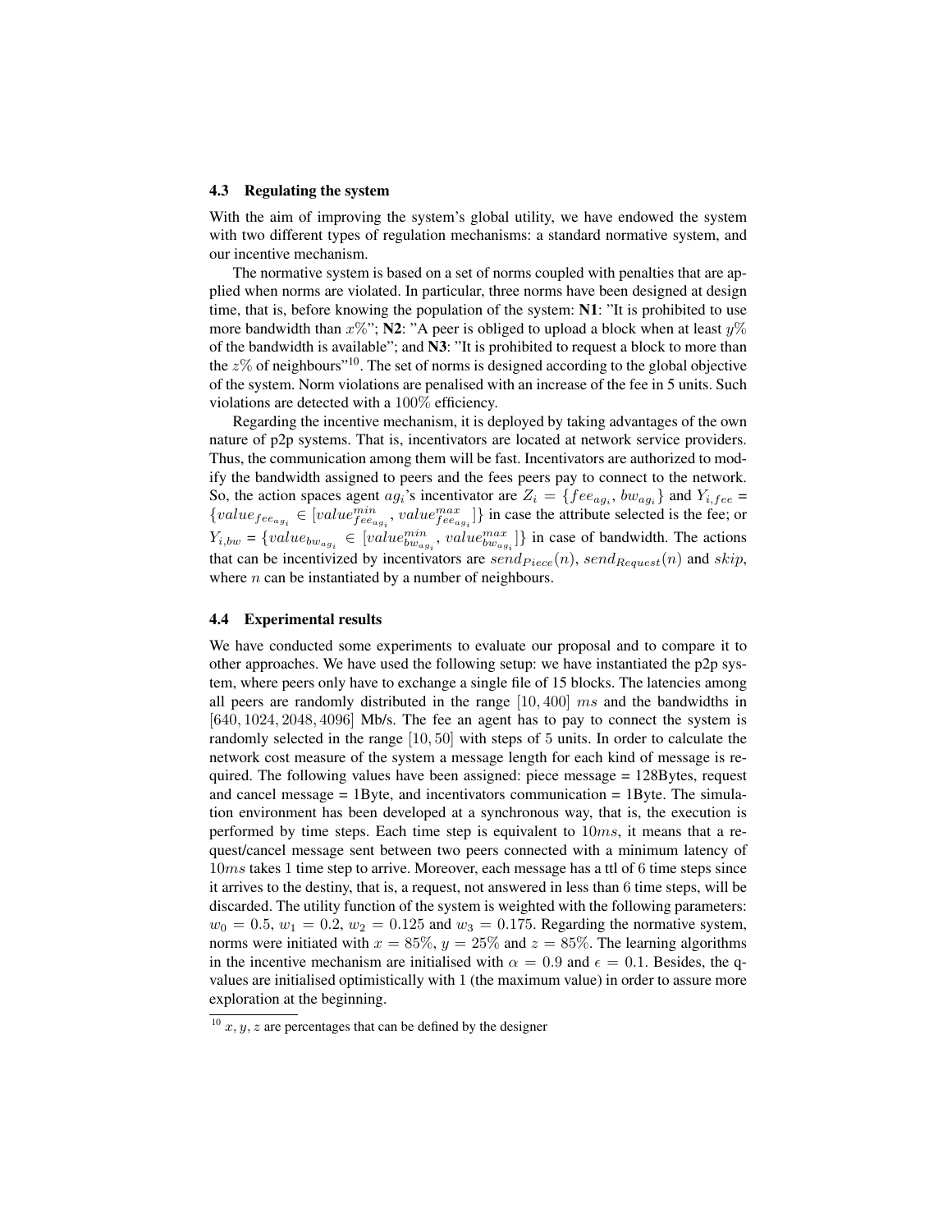### 4.3 Regulating the system

With the aim of improving the system's global utility, we have endowed the system with two different types of regulation mechanisms: a standard normative system, and our incentive mechanism.

The normative system is based on a set of norms coupled with penalties that are applied when norms are violated. In particular, three norms have been designed at design time, that is, before knowing the population of the system: **N1**: "It is prohibited to use more bandwidth than $x\%$"; **N2**: "A peer is obliged to upload a block when at least $y\%$ of the bandwidth is available"; and **N3**: "It is prohibited to request a block to more than the $z\%$ of neighbours"[10]. The set of norms is designed according to the global objective of the system. Norm violations are penalised with an increase of the fee in 5 units. Such violations are detected with a $100\%$ efficiency.

Regarding the incentive mechanism, it is deployed by taking advantages of the own nature of p2p systems. That is, incentivators are located at network service providers. Thus, the communication among them will be fast. Incentivators are authorized to modify the bandwidth assigned to peers and the fees peers pay to connect to the network. So, the action spaces agent $ag_i$'s incentivator are $Z_i = \{fee_{ag_i}, bw_{ag_i}\}$ and $Y_{i,fee} = \{value_{fee_{ag_i}} \in [value^{min}_{fee_{ag_i}}, value^{max}_{fee_{ag_i}}]\}$ in case the attribute selected is the fee; or $Y_{i,bw} = \{value_{bw_{ag_i}} \in [value^{min}_{bw_{ag_i}}, value^{max}_{bw_{ag_i}}]\}$ in case of bandwidth. The actions that can be incentivized by incentivators are $send_{Piece}(n)$, $send_{Request}(n)$ and $skip$, where $n$ can be instantiated by a number of neighbours.

### 4.4 Experimental results

We have conducted some experiments to evaluate our proposal and to compare it to other approaches. We have used the following setup: we have instantiated the p2p system, where peers only have to exchange a single file of 15 blocks. The latencies among all peers are randomly distributed in the range $[10, 400]$ $ms$ and the bandwidths in $[640, 1024, 2048, 4096]$ Mb/s. The fee an agent has to pay to connect the system is randomly selected in the range $[10, 50]$ with steps of 5 units. In order to calculate the network cost measure of the system a message length for each kind of message is required. The following values have been assigned: piece message = 128Bytes, request and cancel message = 1Byte, and incentivators communication = 1Byte. The simulation environment has been developed at a synchronous way, that is, the execution is performed by time steps. Each time step is equivalent to $10ms$, it means that a request/cancel message sent between two peers connected with a minimum latency of $10ms$ takes 1 time step to arrive. Moreover, each message has a ttl of 6 time steps since it arrives to the destiny, that is, a request, not answered in less than 6 time steps, will be discarded. The utility function of the system is weighted with the following parameters: $w_0 = 0.5$, $w_1 = 0.2$, $w_2 = 0.125$ and $w_3 = 0.175$. Regarding the normative system, norms were initiated with $x = 85\%$, $y = 25\%$ and $z = 85\%$. The learning algorithms in the incentive mechanism are initialised with $\alpha = 0.9$ and $\epsilon = 0.1$. Besides, the q-values are initialised optimistically with 1 (the maximum value) in order to assure more exploration at the beginning.

[10] $x, y, z$ are percentages that can be defined by the designer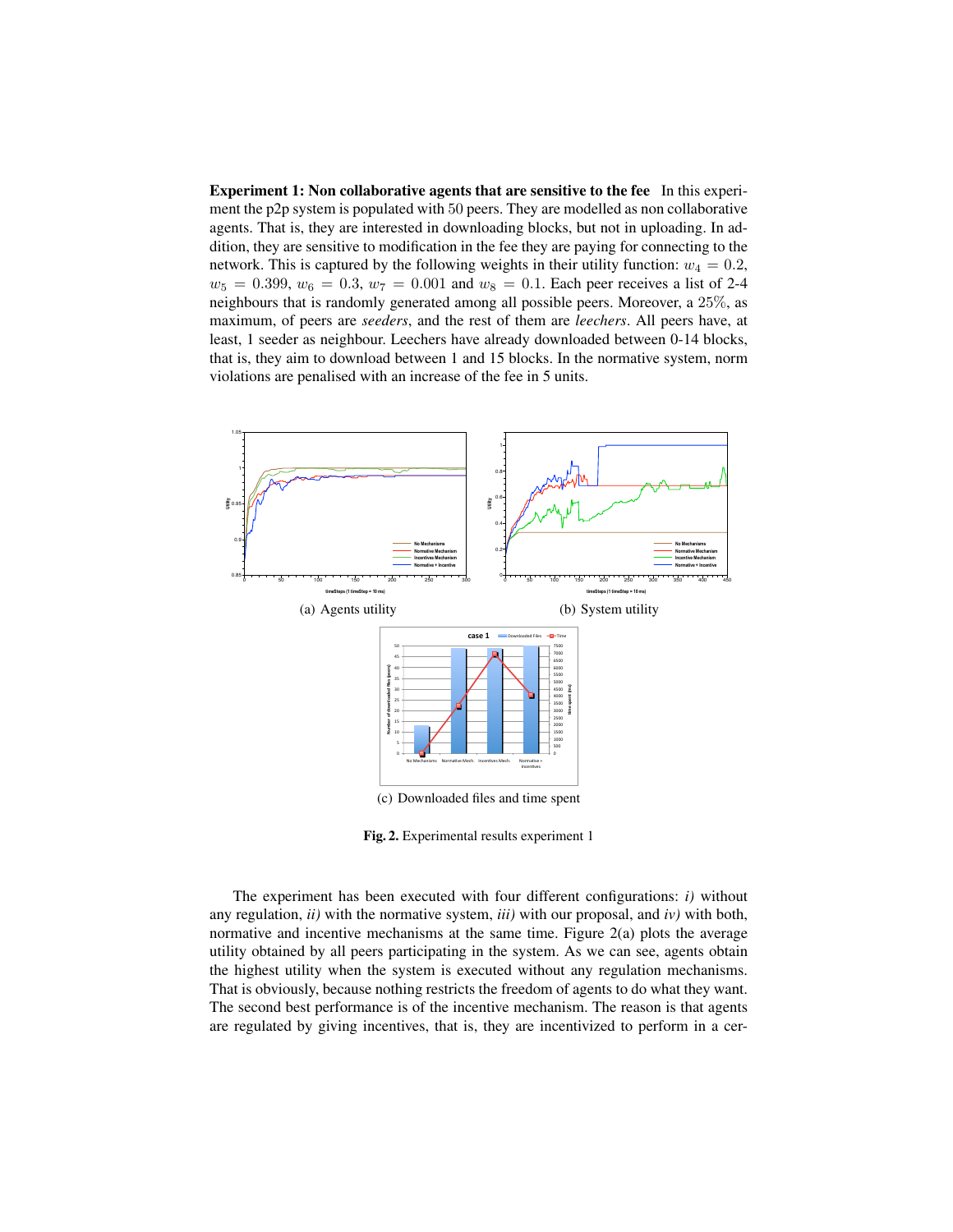**Experiment 1: Non collaborative agents that are sensitive to the fee** In this experiment the p2p system is populated with 50 peers. They are modelled as non collaborative agents. That is, they are interested in downloading blocks, but not in uploading. In addition, they are sensitive to modification in the fee they are paying for connecting to the network. This is captured by the following weights in their utility function: $w_4 = 0.2$, $w_5 = 0.399$, $w_6 = 0.3$, $w_7 = 0.001$ and $w_8 = 0.1$. Each peer receives a list of 2-4 neighbours that is randomly generated among all possible peers. Moreover, a 25%, as maximum, of peers are *seeders*, and the rest of them are *leechers*. All peers have, at least, 1 seeder as neighbour. Leechers have already downloaded between 0-14 blocks, that is, they aim to download between 1 and 15 blocks. In the normative system, norm violations are penalised with an increase of the fee in 5 units.

(a) Agents utility

(b) System utility

(c) Downloaded files and time spent

**Fig. 2.** Experimental results experiment 1

The experiment has been executed with four different configurations: *i)* without any regulation, *ii)* with the normative system, *iii)* with our proposal, and *iv)* with both, normative and incentive mechanisms at the same time. Figure 2(a) plots the average utility obtained by all peers participating in the system. As we can see, agents obtain the highest utility when the system is executed without any regulation mechanisms. That is obviously, because nothing restricts the freedom of agents to do what they want. The second best performance is of the incentive mechanism. The reason is that agents are regulated by giving incentives, that is, they are incentivized to perform in a cer-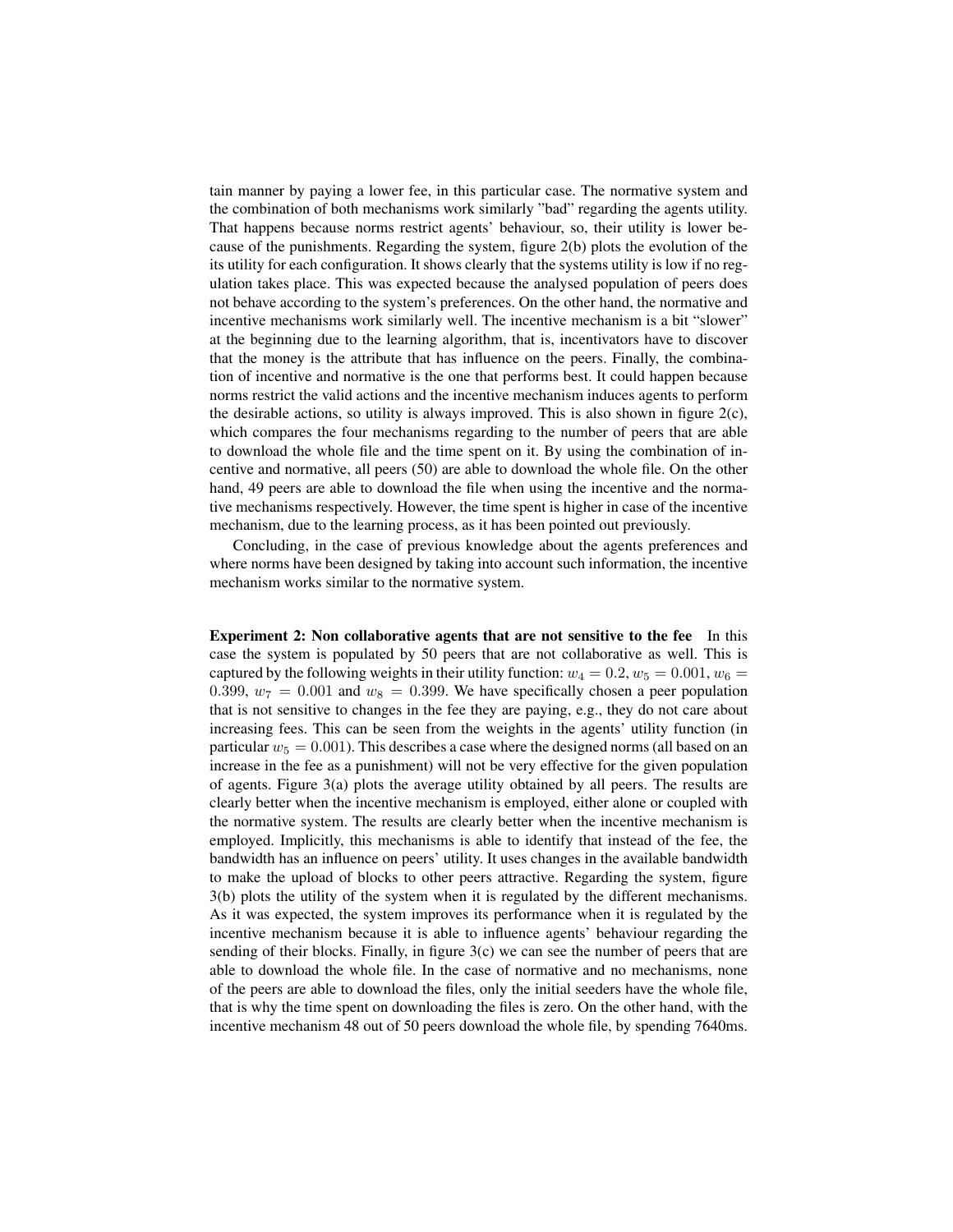tain manner by paying a lower fee, in this particular case. The normative system and the combination of both mechanisms work similarly "bad" regarding the agents utility. That happens because norms restrict agents' behaviour, so, their utility is lower because of the punishments. Regarding the system, figure 2(b) plots the evolution of the its utility for each configuration. It shows clearly that the systems utility is low if no regulation takes place. This was expected because the analysed population of peers does not behave according to the system's preferences. On the other hand, the normative and incentive mechanisms work similarly well. The incentive mechanism is a bit "slower" at the beginning due to the learning algorithm, that is, incentivators have to discover that the money is the attribute that has influence on the peers. Finally, the combination of incentive and normative is the one that performs best. It could happen because norms restrict the valid actions and the incentive mechanism induces agents to perform the desirable actions, so utility is always improved. This is also shown in figure 2(c), which compares the four mechanisms regarding to the number of peers that are able to download the whole file and the time spent on it. By using the combination of incentive and normative, all peers (50) are able to download the whole file. On the other hand, 49 peers are able to download the file when using the incentive and the normative mechanisms respectively. However, the time spent is higher in case of the incentive mechanism, due to the learning process, as it has been pointed out previously.

Concluding, in the case of previous knowledge about the agents preferences and where norms have been designed by taking into account such information, the incentive mechanism works similar to the normative system.

**Experiment 2: Non collaborative agents that are not sensitive to the fee** In this case the system is populated by 50 peers that are not collaborative as well. This is captured by the following weights in their utility function: $w_4 = 0.2, w_5 = 0.001, w_6 = 0.399$, $w_7 = 0.001$ and $w_8 = 0.399$. We have specifically chosen a peer population that is not sensitive to changes in the fee they are paying, e.g., they do not care about increasing fees. This can be seen from the weights in the agents' utility function (in particular $w_5 = 0.001$). This describes a case where the designed norms (all based on an increase in the fee as a punishment) will not be very effective for the given population of agents. Figure 3(a) plots the average utility obtained by all peers. The results are clearly better when the incentive mechanism is employed, either alone or coupled with the normative system. The results are clearly better when the incentive mechanism is employed. Implicitly, this mechanisms is able to identify that instead of the fee, the bandwidth has an influence on peers' utility. It uses changes in the available bandwidth to make the upload of blocks to other peers attractive. Regarding the system, figure 3(b) plots the utility of the system when it is regulated by the different mechanisms. As it was expected, the system improves its performance when it is regulated by the incentive mechanism because it is able to influence agents' behaviour regarding the sending of their blocks. Finally, in figure 3(c) we can see the number of peers that are able to download the whole file. In the case of normative and no mechanisms, none of the peers are able to download the files, only the initial seeders have the whole file, that is why the time spent on downloading the files is zero. On the other hand, with the incentive mechanism 48 out of 50 peers download the whole file, by spending 7640ms.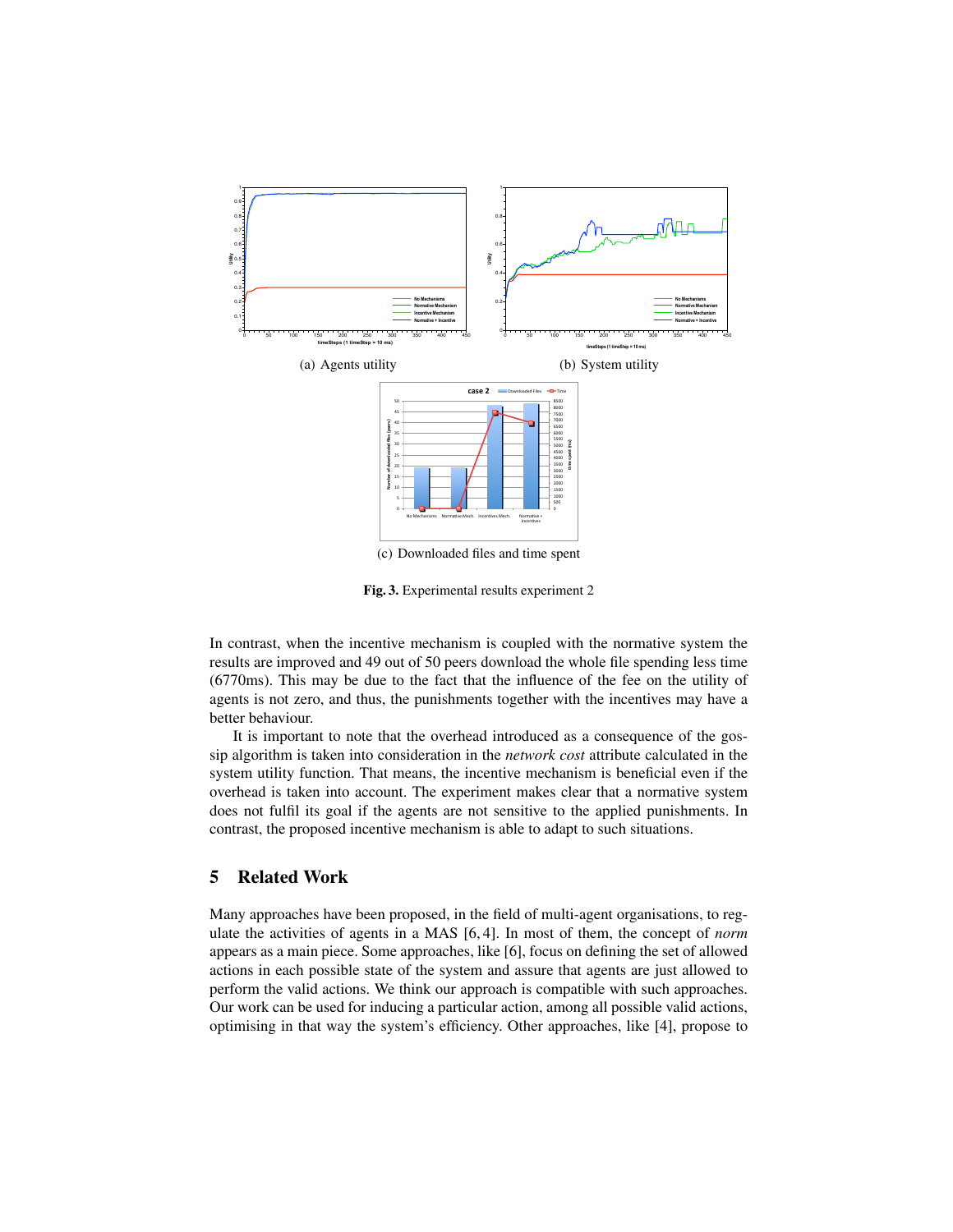(a) Agents utility

(b) System utility

(c) Downloaded files and time spent

**Fig. 3.** Experimental results experiment 2

In contrast, when the incentive mechanism is coupled with the normative system the results are improved and 49 out of 50 peers download the whole file spending less time (6770ms). This may be due to the fact that the influence of the fee on the utility of agents is not zero, and thus, the punishments together with the incentives may have a better behaviour.

It is important to note that the overhead introduced as a consequence of the gossip algorithm is taken into consideration in the *network cost* attribute calculated in the system utility function. That means, the incentive mechanism is beneficial even if the overhead is taken into account. The experiment makes clear that a normative system does not fulfil its goal if the agents are not sensitive to the applied punishments. In contrast, the proposed incentive mechanism is able to adapt to such situations.

## 5 Related Work

Many approaches have been proposed, in the field of multi-agent organisations, to regulate the activities of agents in a MAS [6, 4]. In most of them, the concept of *norm* appears as a main piece. Some approaches, like [6], focus on defining the set of allowed actions in each possible state of the system and assure that agents are just allowed to perform the valid actions. We think our approach is compatible with such approaches. Our work can be used for inducing a particular action, among all possible valid actions, optimising in that way the system's efficiency. Other approaches, like [4], propose to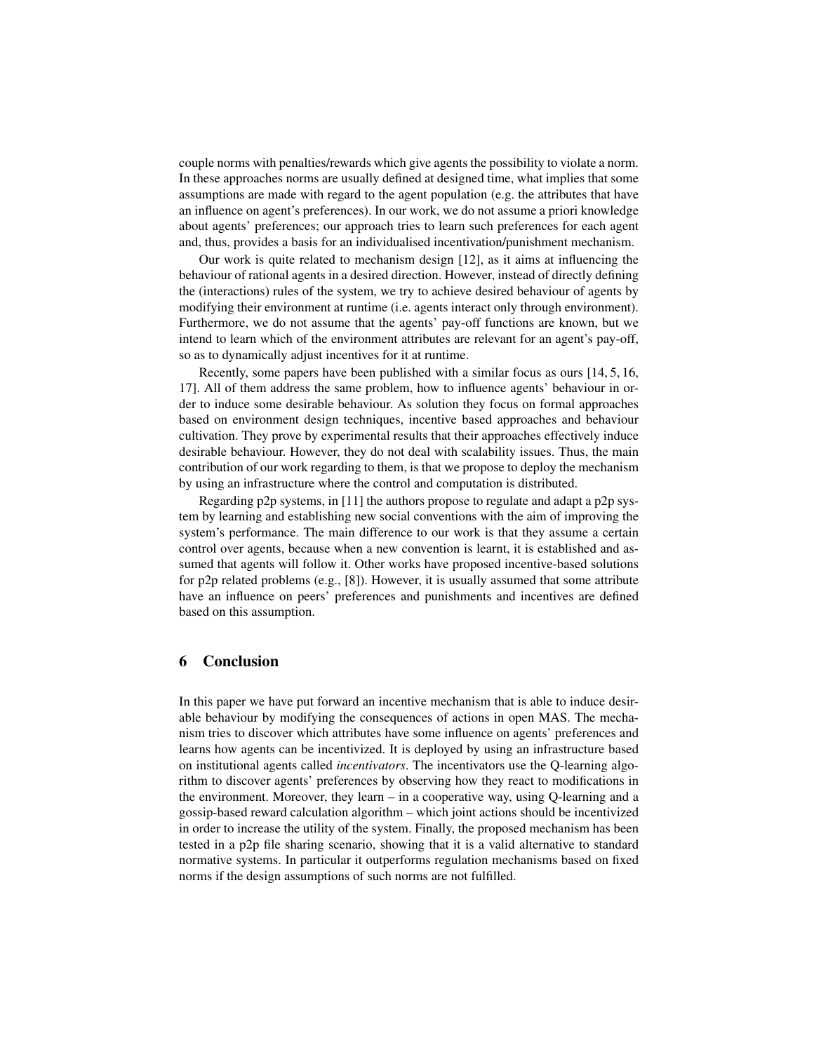couple norms with penalties/rewards which give agents the possibility to violate a norm. In these approaches norms are usually defined at designed time, what implies that some assumptions are made with regard to the agent population (e.g. the attributes that have an influence on agent's preferences). In our work, we do not assume a priori knowledge about agents' preferences; our approach tries to learn such preferences for each agent and, thus, provides a basis for an individualised incentivation/punishment mechanism.

Our work is quite related to mechanism design [12], as it aims at influencing the behaviour of rational agents in a desired direction. However, instead of directly defining the (interactions) rules of the system, we try to achieve desired behaviour of agents by modifying their environment at runtime (i.e. agents interact only through environment). Furthermore, we do not assume that the agents' pay-off functions are known, but we intend to learn which of the environment attributes are relevant for an agent's pay-off, so as to dynamically adjust incentives for it at runtime.

Recently, some papers have been published with a similar focus as ours [14, 5, 16, 17]. All of them address the same problem, how to influence agents' behaviour in order to induce some desirable behaviour. As solution they focus on formal approaches based on environment design techniques, incentive based approaches and behaviour cultivation. They prove by experimental results that their approaches effectively induce desirable behaviour. However, they do not deal with scalability issues. Thus, the main contribution of our work regarding to them, is that we propose to deploy the mechanism by using an infrastructure where the control and computation is distributed.

Regarding p2p systems, in [11] the authors propose to regulate and adapt a p2p system by learning and establishing new social conventions with the aim of improving the system's performance. The main difference to our work is that they assume a certain control over agents, because when a new convention is learnt, it is established and assumed that agents will follow it. Other works have proposed incentive-based solutions for p2p related problems (e.g., [8]). However, it is usually assumed that some attribute have an influence on peers' preferences and punishments and incentives are defined based on this assumption.

## 6 Conclusion

In this paper we have put forward an incentive mechanism that is able to induce desirable behaviour by modifying the consequences of actions in open MAS. The mechanism tries to discover which attributes have some influence on agents' preferences and learns how agents can be incentivized. It is deployed by using an infrastructure based on institutional agents called *incentivators*. The incentivators use the Q-learning algorithm to discover agents' preferences by observing how they react to modifications in the environment. Moreover, they learn – in a cooperative way, using Q-learning and a gossip-based reward calculation algorithm – which joint actions should be incentivized in order to increase the utility of the system. Finally, the proposed mechanism has been tested in a p2p file sharing scenario, showing that it is a valid alternative to standard normative systems. In particular it outperforms regulation mechanisms based on fixed norms if the design assumptions of such norms are not fulfilled.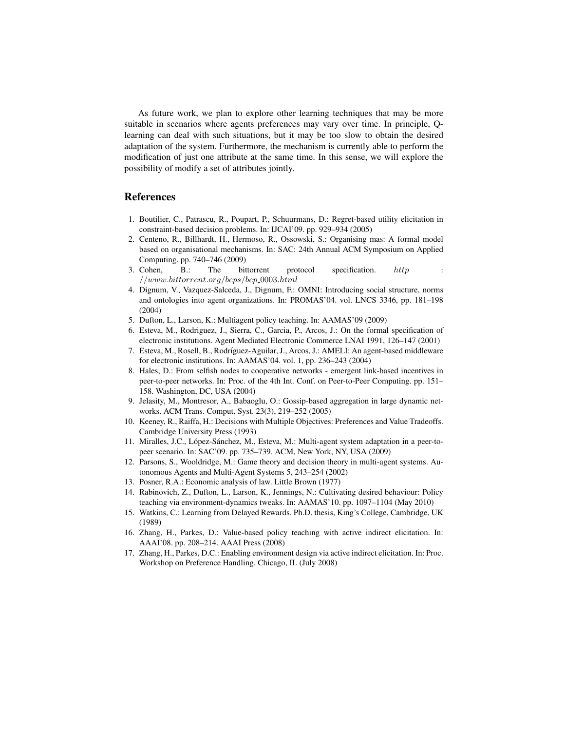As future work, we plan to explore other learning techniques that may be more suitable in scenarios where agents preferences may vary over time. In principle, Q-learning can deal with such situations, but it may be too slow to obtain the desired adaptation of the system. Furthermore, the mechanism is currently able to perform the modification of just one attribute at the same time. In this sense, we will explore the possibility of modify a set of attributes jointly.

## References

1. Boutilier, C., Patrascu, R., Poupart, P., Schuurmans, D.: Regret-based utility elicitation in constraint-based decision problems. In: IJCAI'09. pp. 929–934 (2005)
2. Centeno, R., Billhardt, H., Hermoso, R., Ossowski, S.: Organising mas: A formal model based on organisational mechanisms. In: SAC: 24th Annual ACM Symposium on Applied Computing. pp. 740–746 (2009)
3. Cohen, B.: The bittorrent protocol specification. *http://www.bittorrent.org/beps/bep_0003.html*
4. Dignum, V., Vazquez-Salceda, J., Dignum, F.: OMNI: Introducing social structure, norms and ontologies into agent organizations. In: PROMAS'04. vol. LNCS 3346, pp. 181–198 (2004)
5. Dufton, L., Larson, K.: Multiagent policy teaching. In: AAMAS'09 (2009)
6. Esteva, M., Rodriguez, J., Sierra, C., Garcia, P., Arcos, J.: On the formal specification of electronic institutions. Agent Mediated Electronic Commerce LNAI 1991, 126–147 (2001)
7. Esteva, M., Rosell, B., Rodríguez-Aguilar, J., Arcos, J.: AMELI: An agent-based middleware for electronic institutions. In: AAMAS'04. vol. 1, pp. 236–243 (2004)
8. Hales, D.: From selfish nodes to cooperative networks - emergent link-based incentives in peer-to-peer networks. In: Proc. of the 4th Int. Conf. on Peer-to-Peer Computing. pp. 151–158. Washington, DC, USA (2004)
9. Jelasity, M., Montresor, A., Babaoglu, O.: Gossip-based aggregation in large dynamic networks. ACM Trans. Comput. Syst. 23(3), 219–252 (2005)
10. Keeney, R., Raiffa, H.: Decisions with Multiple Objectives: Preferences and Value Tradeoffs. Cambridge University Press (1993)
11. Miralles, J.C., López-Sánchez, M., Esteva, M.: Multi-agent system adaptation in a peer-to-peer scenario. In: SAC'09. pp. 735–739. ACM, New York, NY, USA (2009)
12. Parsons, S., Wooldridge, M.: Game theory and decision theory in multi-agent systems. Autonomous Agents and Multi-Agent Systems 5, 243–254 (2002)
13. Posner, R.A.: Economic analysis of law. Little Brown (1977)
14. Rabinovich, Z., Dufton, L., Larson, K., Jennings, N.: Cultivating desired behaviour: Policy teaching via environment-dynamics tweaks. In: AAMAS'10. pp. 1097–1104 (May 2010)
15. Watkins, C.: Learning from Delayed Rewards. Ph.D. thesis, King's College, Cambridge, UK (1989)
16. Zhang, H., Parkes, D.: Value-based policy teaching with active indirect elicitation. In: AAAI'08. pp. 208–214. AAAI Press (2008)
17. Zhang, H., Parkes, D.C.: Enabling environment design via active indirect elicitation. In: Proc. Workshop on Preference Handling. Chicago, IL (July 2008)